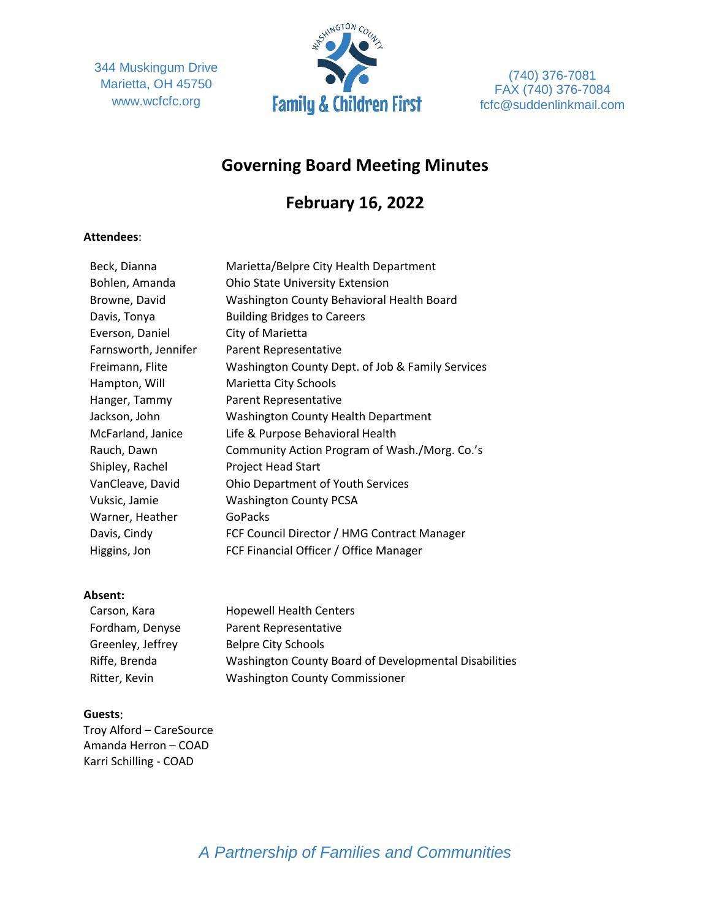344 Muskingum Drive
Marietta, OH 45750
www.wcfcfc.org

Washington County Family & Children First

(740) 376-7081
FAX (740) 376-7084
fcfc@suddenlinkmail.com

# Governing Board Meeting Minutes

## February 16, 2022

**Attendees**:

| | |
|---|---|
| Beck, Dianna | Marietta/Belpre City Health Department |
| Bohlen, Amanda | Ohio State University Extension |
| Browne, David | Washington County Behavioral Health Board |
| Davis, Tonya | Building Bridges to Careers |
| Everson, Daniel | City of Marietta |
| Farnsworth, Jennifer | Parent Representative |
| Freimann, Flite | Washington County Dept. of Job & Family Services |
| Hampton, Will | Marietta City Schools |
| Hanger, Tammy | Parent Representative |
| Jackson, John | Washington County Health Department |
| McFarland, Janice | Life & Purpose Behavioral Health |
| Rauch, Dawn | Community Action Program of Wash./Morg. Co.'s |
| Shipley, Rachel | Project Head Start |
| VanCleave, David | Ohio Department of Youth Services |
| Vuksic, Jamie | Washington County PCSA |
| Warner, Heather | GoPacks |
| Davis, Cindy | FCF Council Director / HMG Contract Manager |
| Higgins, Jon | FCF Financial Officer / Office Manager |

**Absent:**

| | |
|---|---|
| Carson, Kara | Hopewell Health Centers |
| Fordham, Denyse | Parent Representative |
| Greenley, Jeffrey | Belpre City Schools |
| Riffe, Brenda | Washington County Board of Developmental Disabilities |
| Ritter, Kevin | Washington County Commissioner |

**Guests**:

Troy Alford – CareSource
Amanda Herron – COAD
Karri Schilling - COAD

*A Partnership of Families and Communities*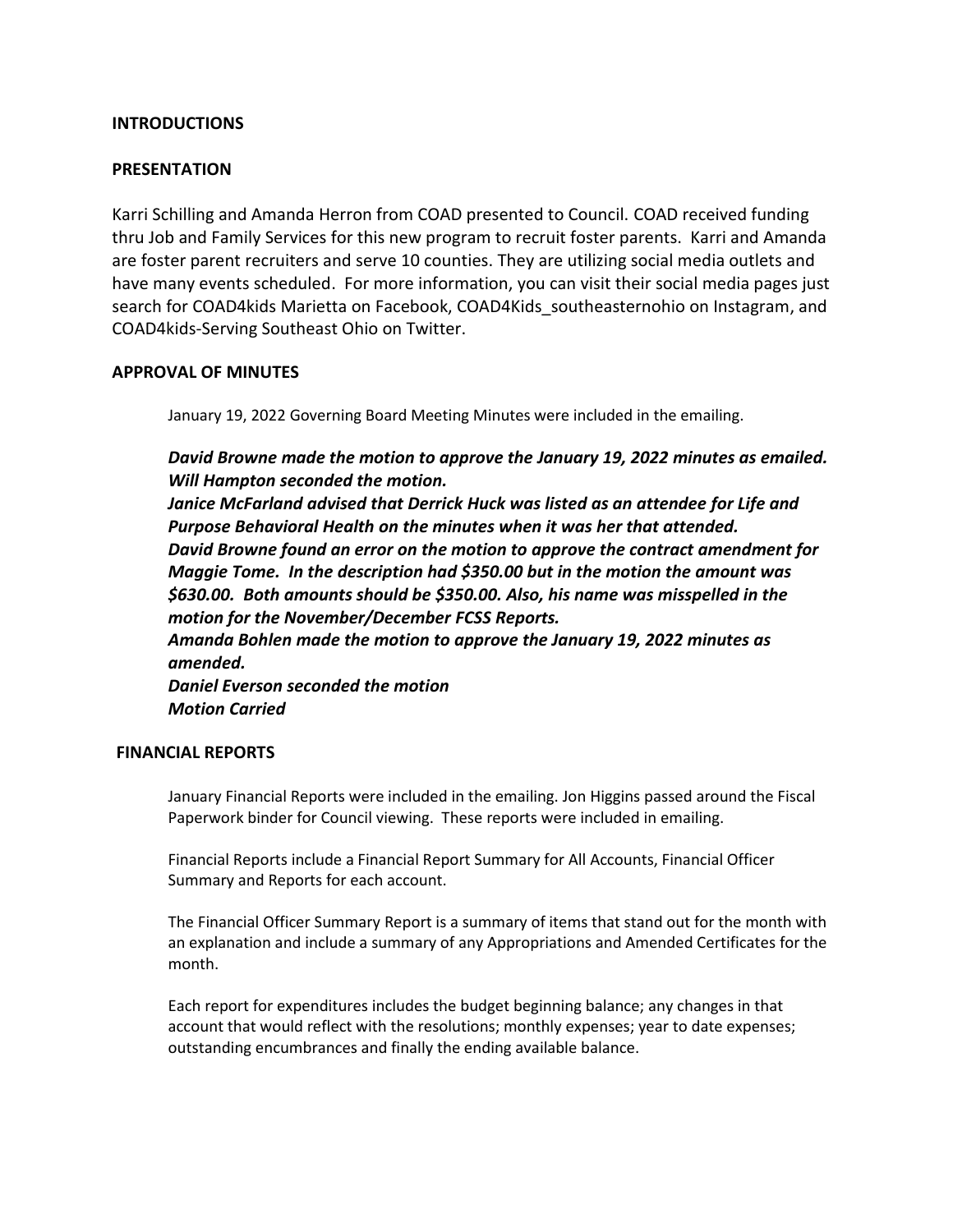## INTRODUCTIONS

## PRESENTATION

Karri Schilling and Amanda Herron from COAD presented to Council. COAD received funding thru Job and Family Services for this new program to recruit foster parents. Karri and Amanda are foster parent recruiters and serve 10 counties. They are utilizing social media outlets and have many events scheduled. For more information, you can visit their social media pages just search for COAD4kids Marietta on Facebook, COAD4Kids_southeasternohio on Instagram, and COAD4kids-Serving Southeast Ohio on Twitter.

## APPROVAL OF MINUTES

January 19, 2022 Governing Board Meeting Minutes were included in the emailing.

***David Browne made the motion to approve the January 19, 2022 minutes as emailed. Will Hampton seconded the motion.***
***Janice McFarland advised that Derrick Huck was listed as an attendee for Life and Purpose Behavioral Health on the minutes when it was her that attended.***
***David Browne found an error on the motion to approve the contract amendment for Maggie Tome. In the description had $350.00 but in the motion the amount was $630.00. Both amounts should be $350.00. Also, his name was misspelled in the motion for the November/December FCSS Reports.***
***Amanda Bohlen made the motion to approve the January 19, 2022 minutes as amended.***
***Daniel Everson seconded the motion***
***Motion Carried***

## FINANCIAL REPORTS

January Financial Reports were included in the emailing. Jon Higgins passed around the Fiscal Paperwork binder for Council viewing. These reports were included in emailing.

Financial Reports include a Financial Report Summary for All Accounts, Financial Officer Summary and Reports for each account.

The Financial Officer Summary Report is a summary of items that stand out for the month with an explanation and include a summary of any Appropriations and Amended Certificates for the month.

Each report for expenditures includes the budget beginning balance; any changes in that account that would reflect with the resolutions; monthly expenses; year to date expenses; outstanding encumbrances and finally the ending available balance.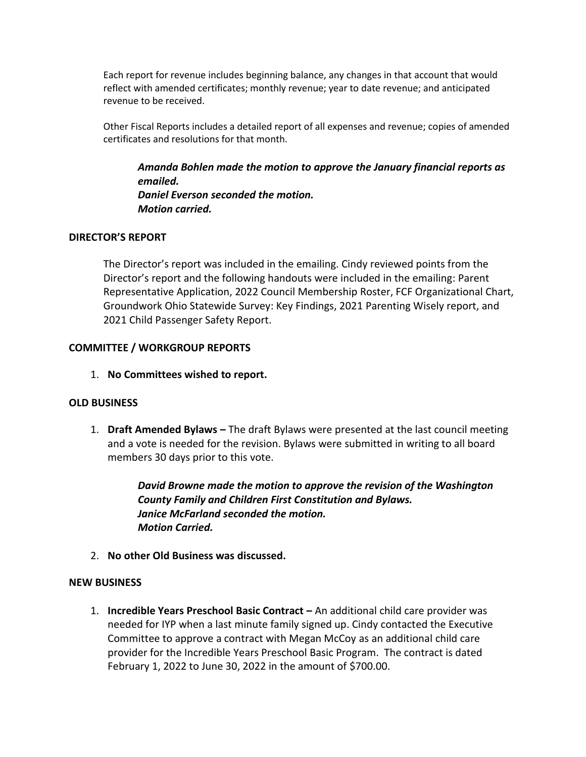Each report for revenue includes beginning balance, any changes in that account that would reflect with amended certificates; monthly revenue; year to date revenue; and anticipated revenue to be received.

Other Fiscal Reports includes a detailed report of all expenses and revenue; copies of amended certificates and resolutions for that month.

> ***Amanda Bohlen made the motion to approve the January financial reports as emailed.***
> ***Daniel Everson seconded the motion.***
> ***Motion carried.***

**DIRECTOR'S REPORT**

The Director's report was included in the emailing. Cindy reviewed points from the Director's report and the following handouts were included in the emailing: Parent Representative Application, 2022 Council Membership Roster, FCF Organizational Chart, Groundwork Ohio Statewide Survey: Key Findings, 2021 Parenting Wisely report, and 2021 Child Passenger Safety Report.

**COMMITTEE / WORKGROUP REPORTS**

1. **No Committees wished to report.**

**OLD BUSINESS**

1. **Draft Amended Bylaws –** The draft Bylaws were presented at the last council meeting and a vote is needed for the revision. Bylaws were submitted in writing to all board members 30 days prior to this vote.

   > ***David Browne made the motion to approve the revision of the Washington County Family and Children First Constitution and Bylaws.***
   > ***Janice McFarland seconded the motion.***
   > ***Motion Carried.***

2. **No other Old Business was discussed.**

**NEW BUSINESS**

1. **Incredible Years Preschool Basic Contract –** An additional child care provider was needed for IYP when a last minute family signed up. Cindy contacted the Executive Committee to approve a contract with Megan McCoy as an additional child care provider for the Incredible Years Preschool Basic Program. The contract is dated February 1, 2022 to June 30, 2022 in the amount of $700.00.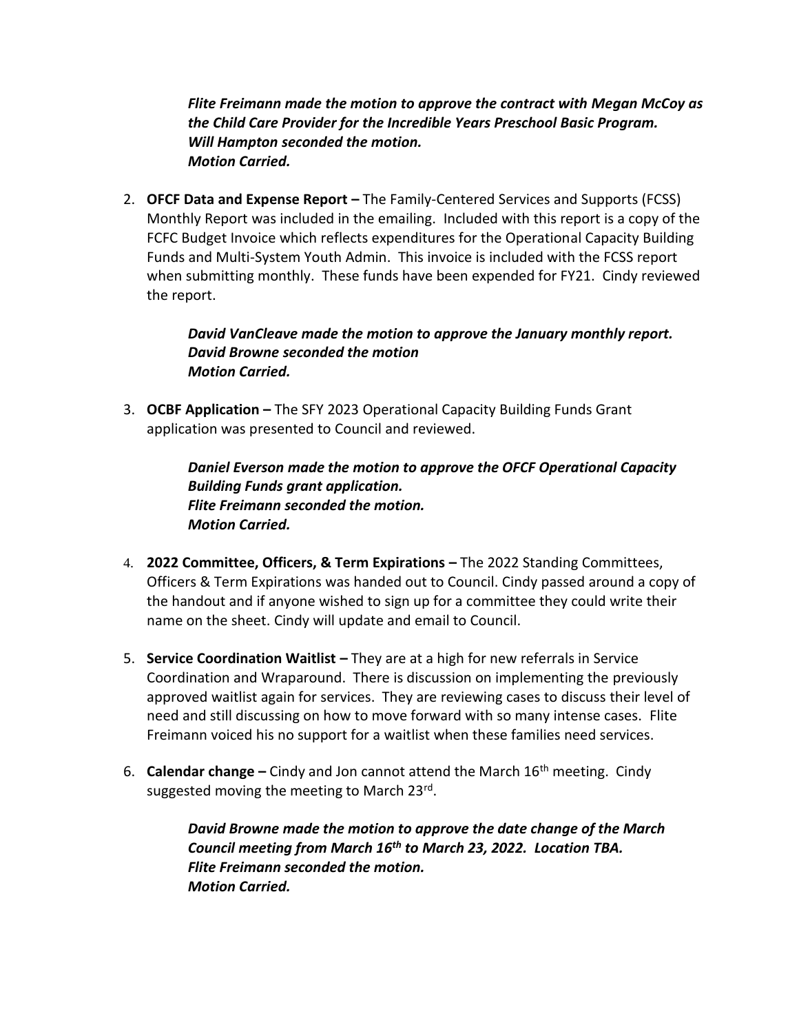*Flite Freimann made the motion to approve the contract with Megan McCoy as the Child Care Provider for the Incredible Years Preschool Basic Program.*
***Will Hampton seconded the motion.***
***Motion Carried.***

2. **OFCF Data and Expense Report –** The Family-Centered Services and Supports (FCSS) Monthly Report was included in the emailing. Included with this report is a copy of the FCFC Budget Invoice which reflects expenditures for the Operational Capacity Building Funds and Multi-System Youth Admin. This invoice is included with the FCSS report when submitting monthly. These funds have been expended for FY21. Cindy reviewed the report.

   ***David VanCleave made the motion to approve the January monthly report.***
   ***David Browne seconded the motion***
   ***Motion Carried.***

3. **OCBF Application –** The SFY 2023 Operational Capacity Building Funds Grant application was presented to Council and reviewed.

   ***Daniel Everson made the motion to approve the OFCF Operational Capacity Building Funds grant application.***
   ***Flite Freimann seconded the motion.***
   ***Motion Carried.***

4. **2022 Committee, Officers, & Term Expirations –** The 2022 Standing Committees, Officers & Term Expirations was handed out to Council. Cindy passed around a copy of the handout and if anyone wished to sign up for a committee they could write their name on the sheet. Cindy will update and email to Council.

5. **Service Coordination Waitlist –** They are at a high for new referrals in Service Coordination and Wraparound. There is discussion on implementing the previously approved waitlist again for services. They are reviewing cases to discuss their level of need and still discussing on how to move forward with so many intense cases. Flite Freimann voiced his no support for a waitlist when these families need services.

6. **Calendar change –** Cindy and Jon cannot attend the March 16th meeting. Cindy suggested moving the meeting to March 23rd.

   ***David Browne made the motion to approve the date change of the March Council meeting from March 16th to March 23, 2022. Location TBA.***
   ***Flite Freimann seconded the motion.***
   ***Motion Carried.***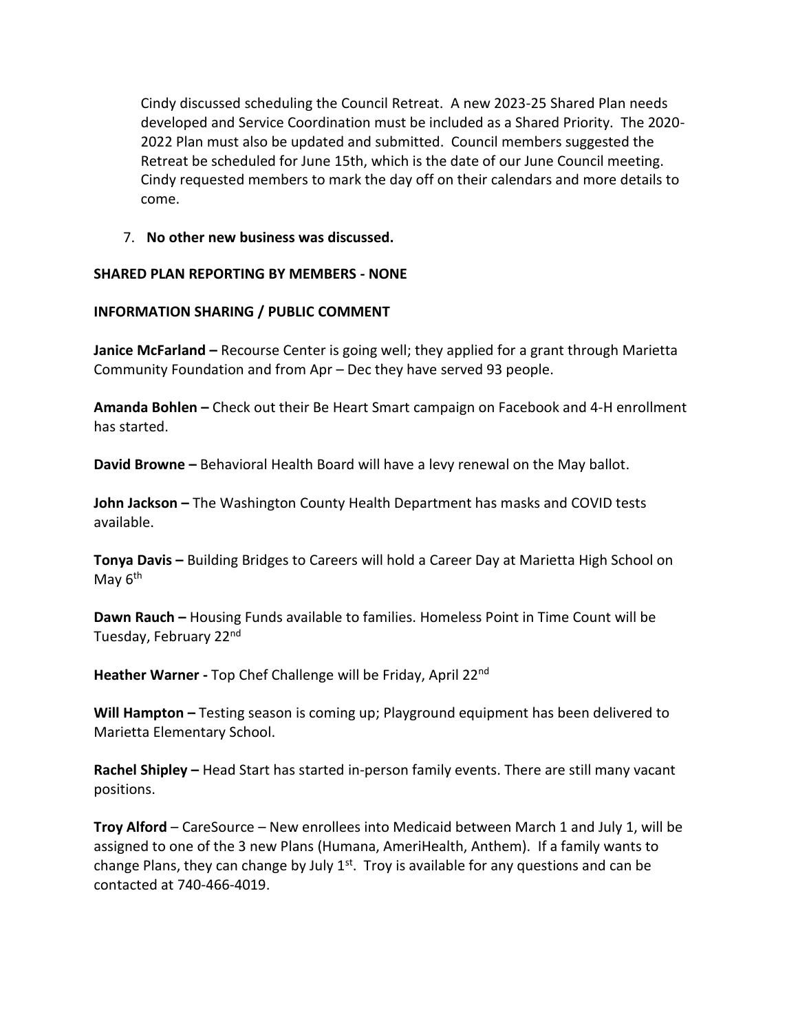Cindy discussed scheduling the Council Retreat. A new 2023-25 Shared Plan needs developed and Service Coordination must be included as a Shared Priority. The 2020-2022 Plan must also be updated and submitted. Council members suggested the Retreat be scheduled for June 15th, which is the date of our June Council meeting. Cindy requested members to mark the day off on their calendars and more details to come.

7. **No other new business was discussed.**

**SHARED PLAN REPORTING BY MEMBERS - NONE**

**INFORMATION SHARING / PUBLIC COMMENT**

**Janice McFarland –** Recourse Center is going well; they applied for a grant through Marietta Community Foundation and from Apr – Dec they have served 93 people.

**Amanda Bohlen –** Check out their Be Heart Smart campaign on Facebook and 4-H enrollment has started.

**David Browne –** Behavioral Health Board will have a levy renewal on the May ballot.

**John Jackson –** The Washington County Health Department has masks and COVID tests available.

**Tonya Davis –** Building Bridges to Careers will hold a Career Day at Marietta High School on May 6th

**Dawn Rauch –** Housing Funds available to families. Homeless Point in Time Count will be Tuesday, February 22nd

**Heather Warner -** Top Chef Challenge will be Friday, April 22nd

**Will Hampton –** Testing season is coming up; Playground equipment has been delivered to Marietta Elementary School.

**Rachel Shipley –** Head Start has started in-person family events. There are still many vacant positions.

**Troy Alford** – CareSource – New enrollees into Medicaid between March 1 and July 1, will be assigned to one of the 3 new Plans (Humana, AmeriHealth, Anthem). If a family wants to change Plans, they can change by July 1st. Troy is available for any questions and can be contacted at 740-466-4019.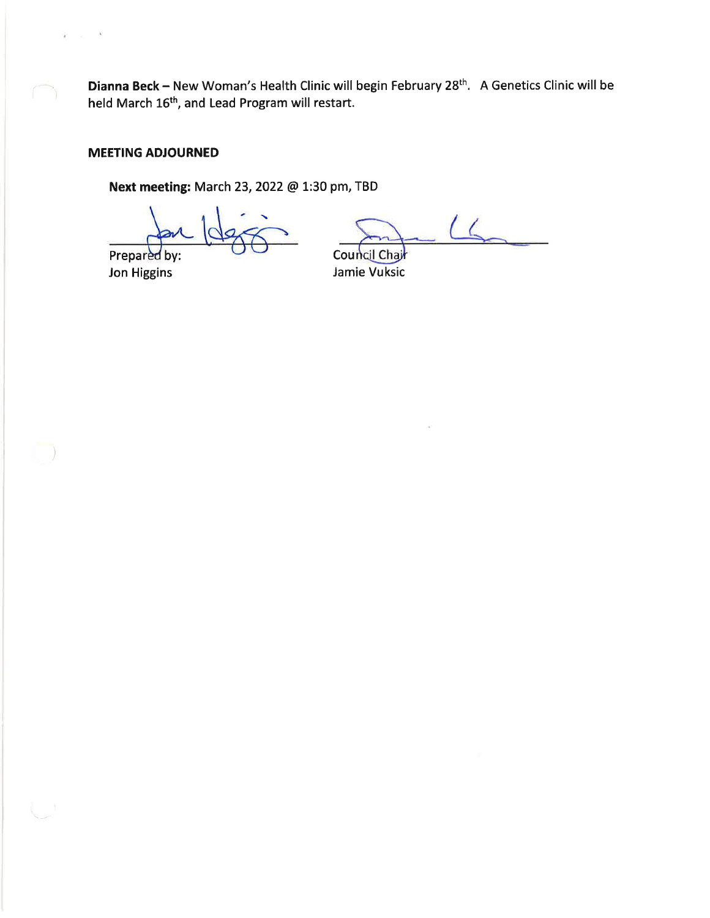**Dianna Beck –** New Woman's Health Clinic will begin February 28th. A Genetics Clinic will be held March 16th, and Lead Program will restart.

**MEETING ADJOURNED**

**Next meeting:** March 23, 2022 @ 1:30 pm, TBD

Prepared by:
Jon Higgins

Council Chair
Jamie Vuksic